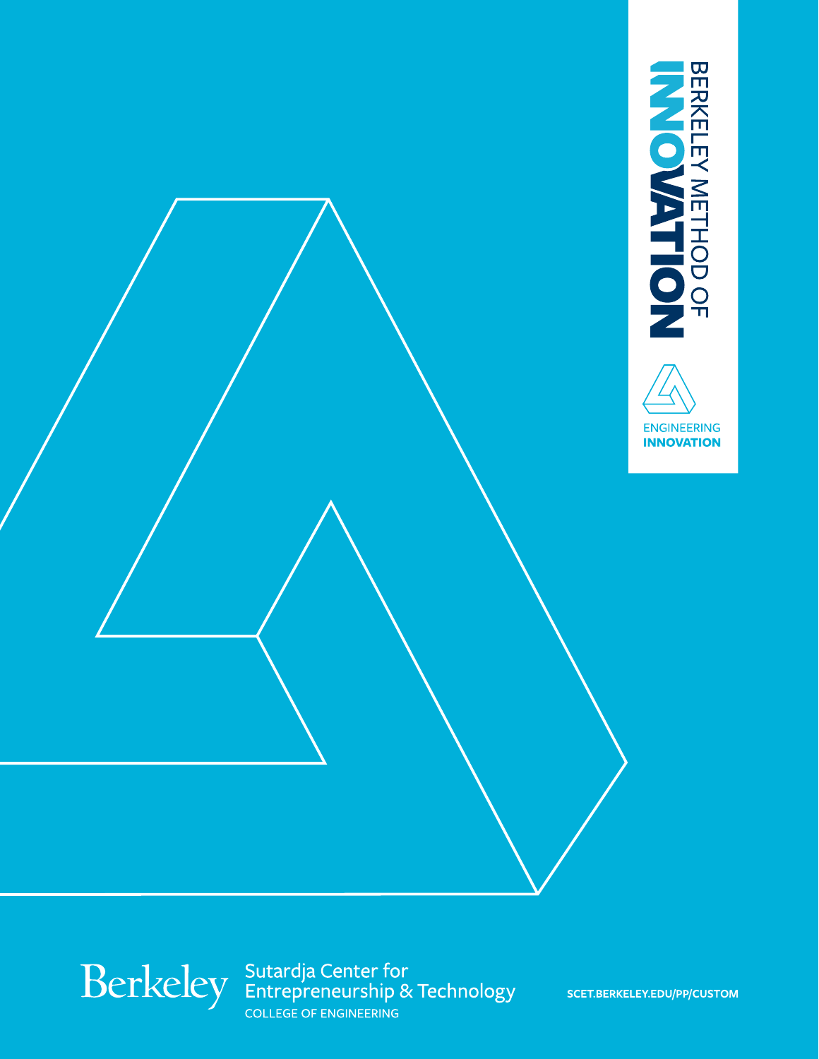# BERKELEY METHOD OF INNOVATION

ENGINEERING
**INNOVATION**

Berkeley | Sutardja Center for Entrepreneurship & Technology
COLLEGE OF ENGINEERING

SCET.BERKELEY.EDU/PP/CUSTOM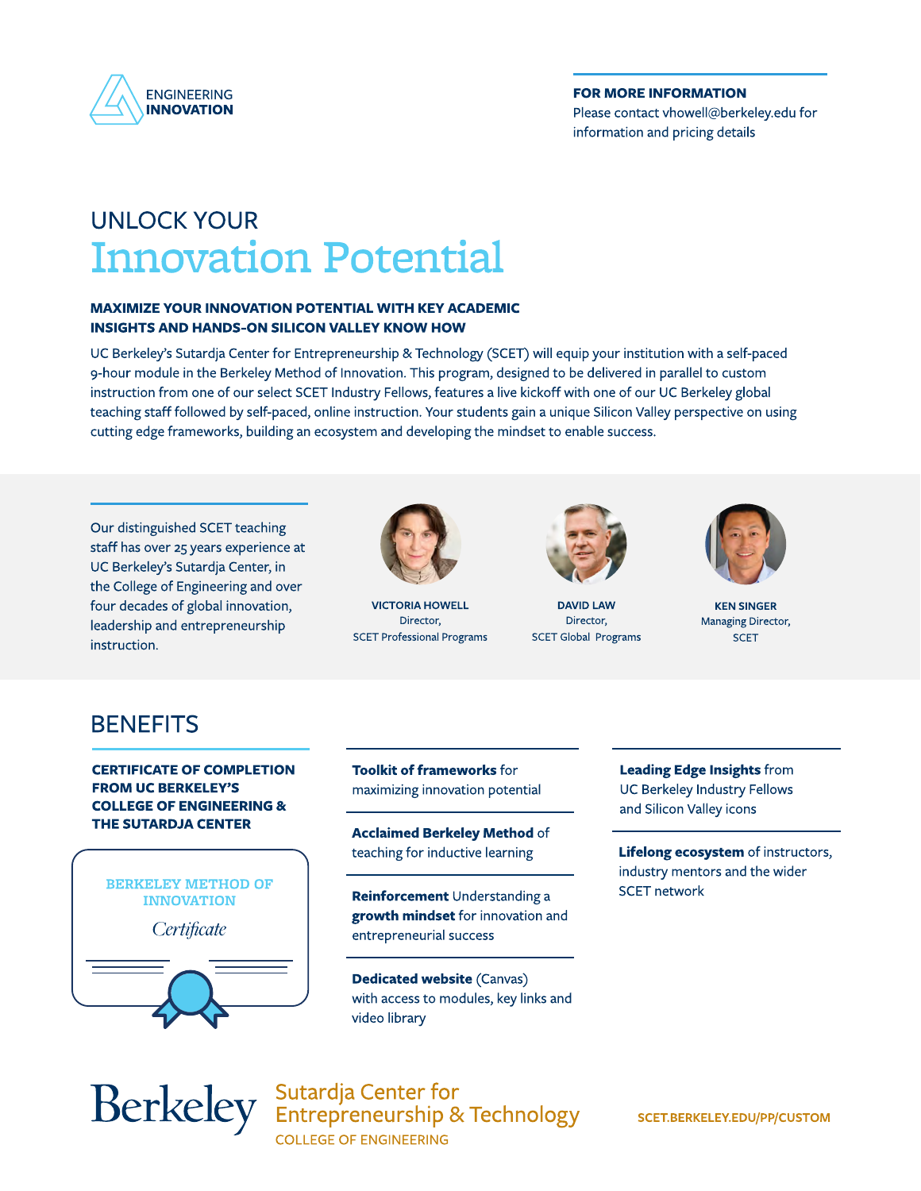ENGINEERING **INNOVATION**

**FOR MORE INFORMATION**
Please contact vhowell@berkeley.edu for information and pricing details

# UNLOCK YOUR Innovation Potential

**MAXIMIZE YOUR INNOVATION POTENTIAL WITH KEY ACADEMIC INSIGHTS AND HANDS-ON SILICON VALLEY KNOW HOW**

UC Berkeley's Sutardja Center for Entrepreneurship & Technology (SCET) will equip your institution with a self-paced 9-hour module in the Berkeley Method of Innovation. This program, designed to be delivered in parallel to custom instruction from one of our select SCET Industry Fellows, features a live kickoff with one of our UC Berkeley global teaching staff followed by self-paced, online instruction. Your students gain a unique Silicon Valley perspective on using cutting edge frameworks, building an ecosystem and developing the mindset to enable success.

Our distinguished SCET teaching staff has over 25 years experience at UC Berkeley's Sutardja Center, in the College of Engineering and over four decades of global innovation, leadership and entrepreneurship instruction.

**VICTORIA HOWELL**
Director,
SCET Professional Programs

**DAVID LAW**
Director,
SCET Global Programs

**KEN SINGER**
Managing Director,
SCET

## BENEFITS

**CERTIFICATE OF COMPLETION FROM UC BERKELEY'S COLLEGE OF ENGINEERING & THE SUTARDJA CENTER**

BERKELEY METHOD OF INNOVATION
*Certificate*

- **Toolkit of frameworks** for maximizing innovation potential
- **Acclaimed Berkeley Method** of teaching for inductive learning
- **Reinforcement** Understanding a **growth mindset** for innovation and entrepreneurial success
- **Dedicated website** (Canvas) with access to modules, key links and video library
- **Leading Edge Insights** from UC Berkeley Industry Fellows and Silicon Valley icons
- **Lifelong ecosystem** of instructors, industry mentors and the wider SCET network

Berkeley
Sutardja Center for Entrepreneurship & Technology
COLLEGE OF ENGINEERING

SCET.BERKELEY.EDU/PP/CUSTOM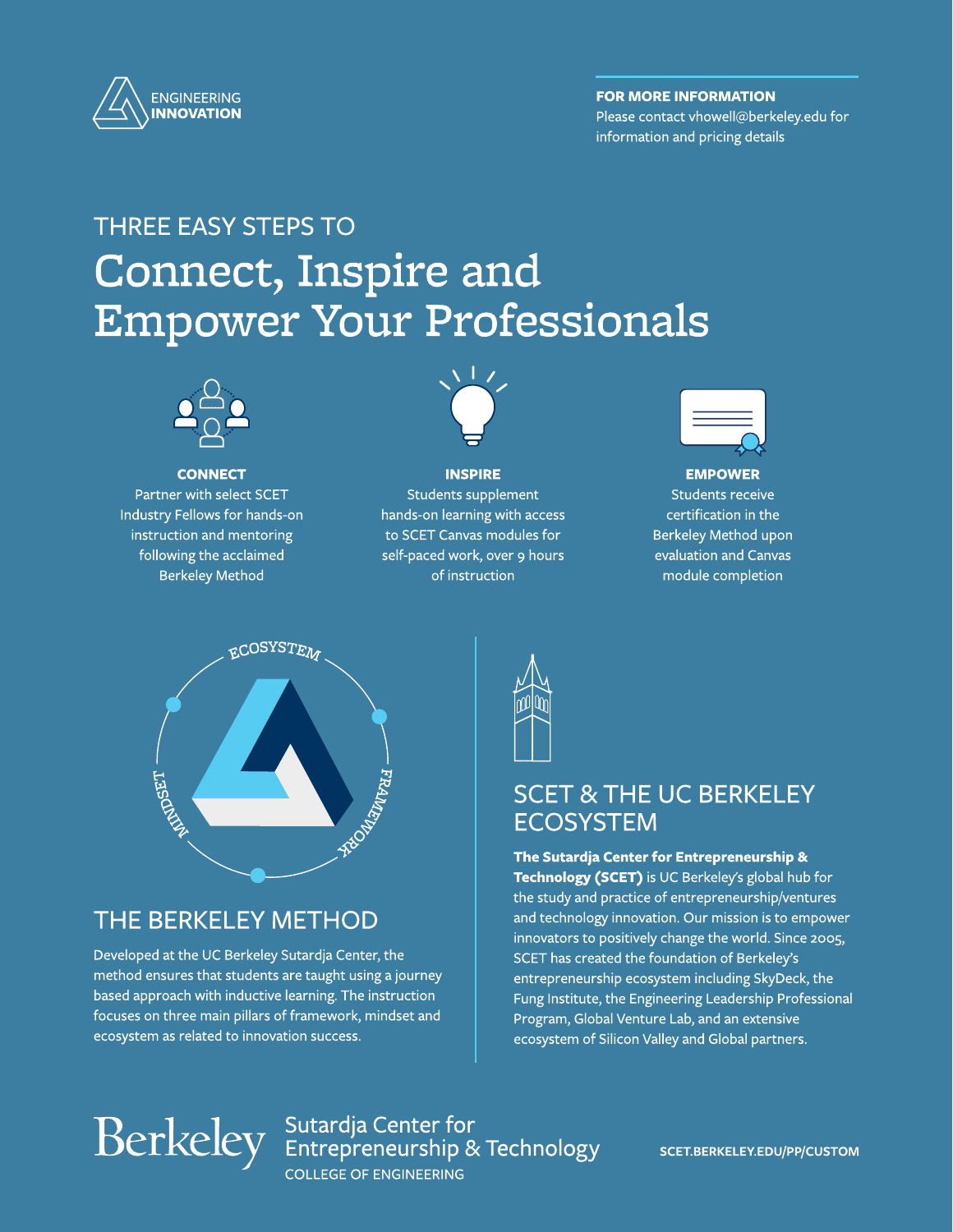ENGINEERING INNOVATION

**FOR MORE INFORMATION**
Please contact vhowell@berkeley.edu for information and pricing details

# THREE EASY STEPS TO Connect, Inspire and Empower Your Professionals

**CONNECT**
Partner with select SCET Industry Fellows for hands-on instruction and mentoring following the acclaimed Berkeley Method

**INSPIRE**
Students supplement hands-on learning with access to SCET Canvas modules for self-paced work, over 9 hours of instruction

**EMPOWER**
Students receive certification in the Berkeley Method upon evaluation and Canvas module completion

ECOSYSTEM
FRAMEWORK
MINDSET

## THE BERKELEY METHOD

Developed at the UC Berkeley Sutardja Center, the method ensures that students are taught using a journey based approach with inductive learning. The instruction focuses on three main pillars of framework, mindset and ecosystem as related to innovation success.

## SCET & THE UC BERKELEY ECOSYSTEM

**The Sutardja Center for Entrepreneurship & Technology (SCET)** is UC Berkeley's global hub for the study and practice of entrepreneurship/ventures and technology innovation. Our mission is to empower innovators to positively change the world. Since 2005, SCET has created the foundation of Berkeley's entrepreneurship ecosystem including SkyDeck, the Fung Institute, the Engineering Leadership Professional Program, Global Venture Lab, and an extensive ecosystem of Silicon Valley and Global partners.

Berkeley Sutardja Center for Entrepreneurship & Technology
COLLEGE OF ENGINEERING

SCET.BERKELEY.EDU/PP/CUSTOM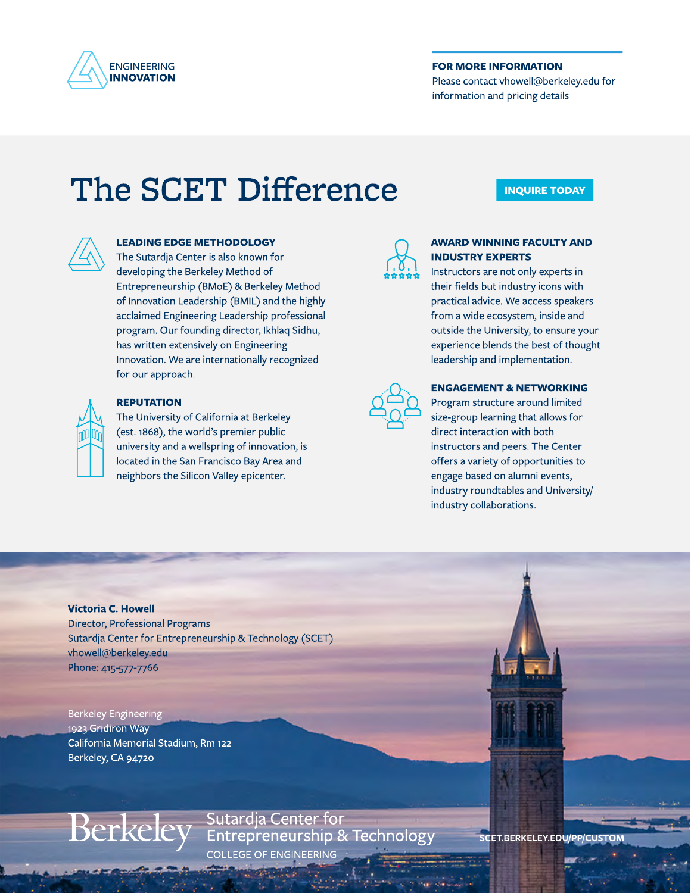ENGINEERING
**INNOVATION**

**FOR MORE INFORMATION**
Please contact vhowell@berkeley.edu for information and pricing details

# The SCET Difference

**INQUIRE TODAY**

### LEADING EDGE METHODOLOGY

The Sutardja Center is also known for developing the Berkeley Method of Entrepreneurship (BMoE) & Berkeley Method of Innovation Leadership (BMIL) and the highly acclaimed Engineering Leadership professional program. Our founding director, Ikhlaq Sidhu, has written extensively on Engineering Innovation. We are internationally recognized for our approach.

### REPUTATION

The University of California at Berkeley (est. 1868), the world's premier public university and a wellspring of innovation, is located in the San Francisco Bay Area and neighbors the Silicon Valley epicenter.

### AWARD WINNING FACULTY AND INDUSTRY EXPERTS

Instructors are not only experts in their fields but industry icons with practical advice. We access speakers from a wide ecosystem, inside and outside the University, to ensure your experience blends the best of thought leadership and implementation.

### ENGAGEMENT & NETWORKING

Program structure around limited size-group learning that allows for direct interaction with both instructors and peers. The Center offers a variety of opportunities to engage based on alumni events, industry roundtables and University/industry collaborations.

**Victoria C. Howell**
Director, Professional Programs
Sutardja Center for Entrepreneurship & Technology (SCET)
vhowell@berkeley.edu
Phone: 415-577-7766

Berkeley Engineering
1923 Gridiron Way
California Memorial Stadium, Rm 122
Berkeley, CA 94720

Berkeley | Sutardja Center for Entrepreneurship & Technology
COLLEGE OF ENGINEERING

SCET.BERKELEY.EDU/PP/CUSTOM